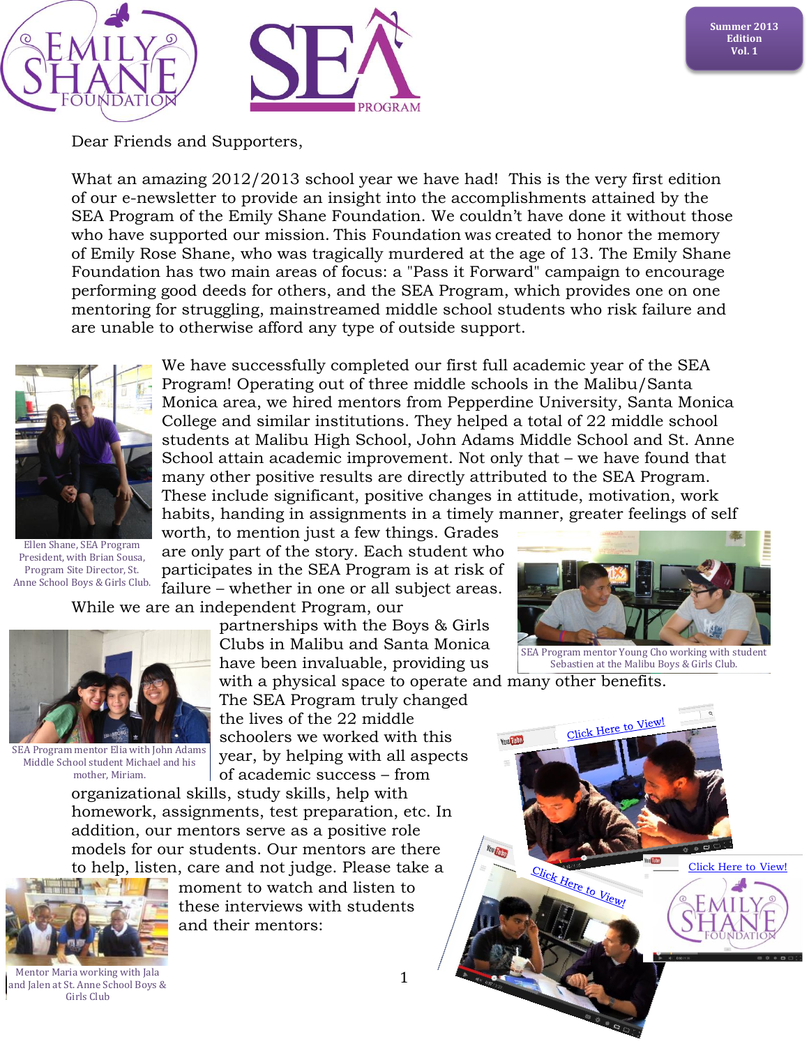Summer 2013 Edition Vol. 1

Dear Friends and Supporters,

What an amazing 2012/2013 school year we have had! This is the very first edition of our e-newsletter to provide an insight into the accomplishments attained by the SEA Program of the Emily Shane Foundation. We couldn't have done it without those who have supported our mission. This Foundation was created to honor the memory of Emily Rose Shane, who was tragically murdered at the age of 13. The Emily Shane Foundation has two main areas of focus: a "Pass it Forward" campaign to encourage performing good deeds for others, and the SEA Program, which provides one on one mentoring for struggling, mainstreamed middle school students who risk failure and are unable to otherwise afford any type of outside support.

We have successfully completed our first full academic year of the SEA Program! Operating out of three middle schools in the Malibu/Santa Monica area, we hired mentors from Pepperdine University, Santa Monica College and similar institutions. They helped a total of 22 middle school students at Malibu High School, John Adams Middle School and St. Anne School attain academic improvement. Not only that – we have found that many other positive results are directly attributed to the SEA Program. These include significant, positive changes in attitude, motivation, work habits, handing in assignments in a timely manner, greater feelings of self worth, to mention just a few things. Grades are only part of the story. Each student who participates in the SEA Program is at risk of failure – whether in one or all subject areas.

Ellen Shane, SEA Program President, with Brian Sousa, Program Site Director, St. Anne School Boys & Girls Club.

SEA Program mentor Young Cho working with student Sebastien at the Malibu Boys & Girls Club.

While we are an independent Program, our partnerships with the Boys & Girls Clubs in Malibu and Santa Monica have been invaluable, providing us with a physical space to operate and many other benefits. The SEA Program truly changed the lives of the 22 middle schoolers we worked with this year, by helping with all aspects of academic success – from organizational skills, study skills, help with homework, assignments, test preparation, etc. In addition, our mentors serve as a positive role models for our students. Our mentors are there to help, listen, care and not judge. Please take a moment to watch and listen to these interviews with students and their mentors:

SEA Program mentor Elia with John Adams Middle School student Michael and his mother, Miriam.

Click Here to View!

Click Here to View!

Click Here to View!

Mentor Maria working with Jala and Jalen at St. Anne School Boys & Girls Club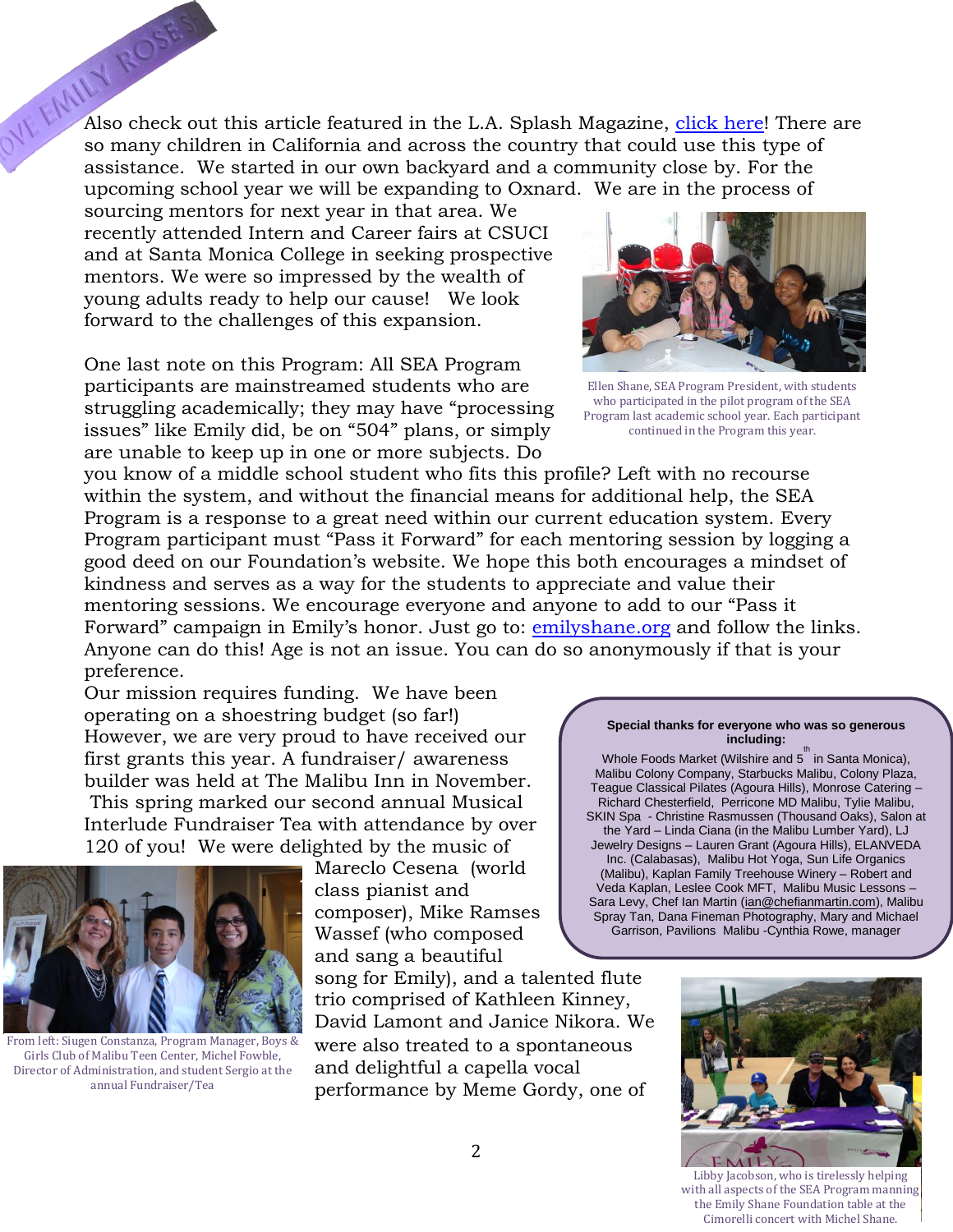Also check out this article featured in the L.A. Splash Magazine, click here! There are so many children in California and across the country that could use this type of assistance. We started in our own backyard and a community close by. For the upcoming school year we will be expanding to Oxnard. We are in the process of sourcing mentors for next year in that area. We recently attended Intern and Career fairs at CSUCI and at Santa Monica College in seeking prospective mentors. We were so impressed by the wealth of young adults ready to help our cause! We look forward to the challenges of this expansion.

Ellen Shane, SEA Program President, with students who participated in the pilot program of the SEA Program last academic school year. Each participant continued in the Program this year.

One last note on this Program: All SEA Program participants are mainstreamed students who are struggling academically; they may have "processing issues" like Emily did, be on "504" plans, or simply are unable to keep up in one or more subjects. Do you know of a middle school student who fits this profile? Left with no recourse within the system, and without the financial means for additional help, the SEA Program is a response to a great need within our current education system. Every Program participant must "Pass it Forward" for each mentoring session by logging a good deed on our Foundation's website. We hope this both encourages a mindset of kindness and serves as a way for the students to appreciate and value their mentoring sessions. We encourage everyone and anyone to add to our "Pass it Forward" campaign in Emily's honor. Just go to: emilyshane.org and follow the links. Anyone can do this! Age is not an issue. You can do so anonymously if that is your preference.

Our mission requires funding. We have been operating on a shoestring budget (so far!) However, we are very proud to have received our first grants this year. A fundraiser/ awareness builder was held at The Malibu Inn in November. This spring marked our second annual Musical Interlude Fundraiser Tea with attendance by over 120 of you! We were delighted by the music of Mareclo Cesena (world class pianist and composer), Mike Ramses Wassef (who composed and sang a beautiful song for Emily), and a talented flute trio comprised of Kathleen Kinney, David Lamont and Janice Nikora. We were also treated to a spontaneous and delightful a capella vocal performance by Meme Gordy, one of

From left: Siugen Constanza, Program Manager, Boys & Girls Club of Malibu Teen Center, Michel Fowble, Director of Administration, and student Sergio at the annual Fundraiser/Tea

**Special thanks for everyone who was so generous including:**

Whole Foods Market (Wilshire and 5th in Santa Monica), Malibu Colony Company, Starbucks Malibu, Colony Plaza, Teague Classical Pilates (Agoura Hills), Monrose Catering – Richard Chesterfield, Perricone MD Malibu, Tylie Malibu, SKIN Spa - Christine Rasmussen (Thousand Oaks), Salon at the Yard – Linda Ciana (in the Malibu Lumber Yard), LJ Jewelry Designs – Lauren Grant (Agoura Hills), ELANVEDA Inc. (Calabasas), Malibu Hot Yoga, Sun Life Organics (Malibu), Kaplan Family Treehouse Winery – Robert and Veda Kaplan, Leslee Cook MFT, Malibu Music Lessons – Sara Levy, Chef Ian Martin (ian@chefianmartin.com), Malibu Spray Tan, Dana Fineman Photography, Mary and Michael Garrison, Pavilions Malibu -Cynthia Rowe, manager

Libby Jacobson, who is tirelessly helping with all aspects of the SEA Program manning the Emily Shane Foundation table at the Cimorelli concert with Michel Shane.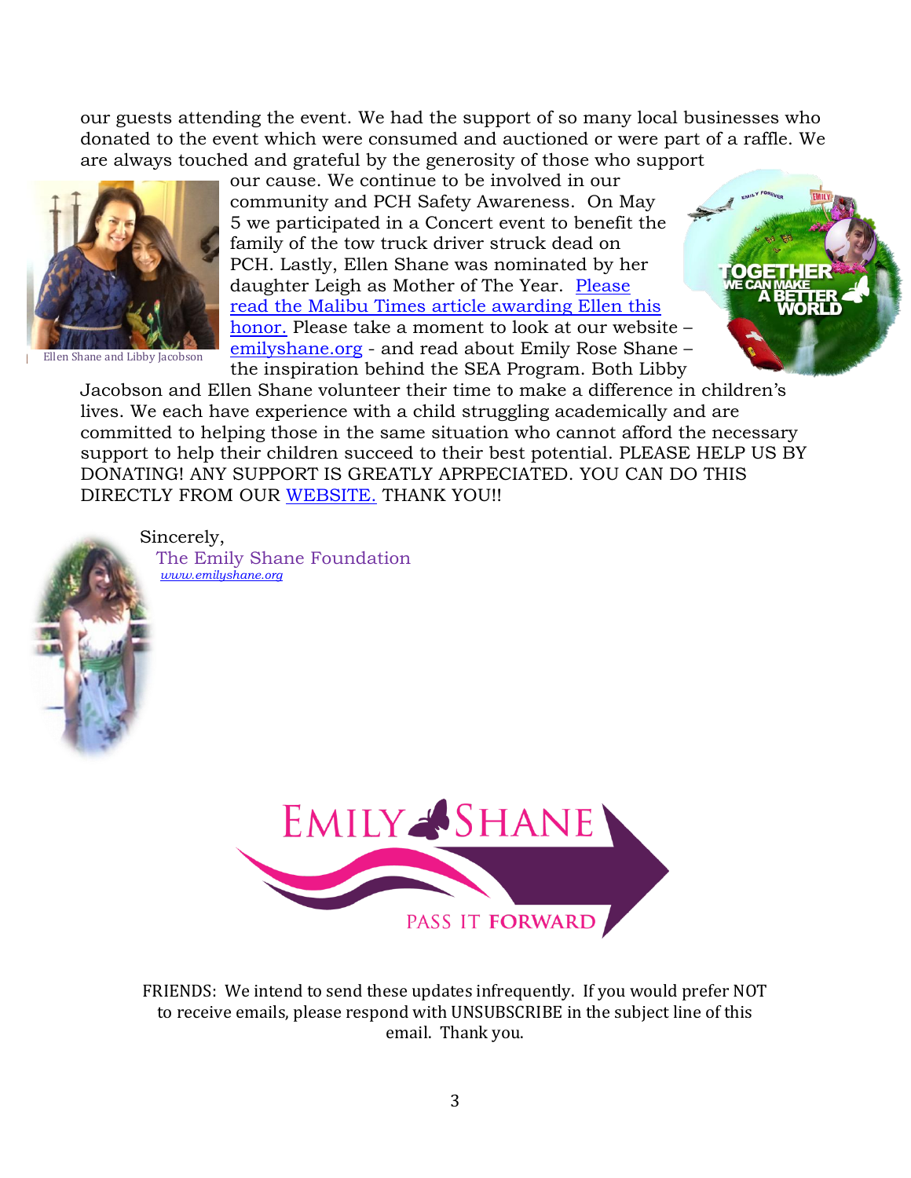our guests attending the event. We had the support of so many local businesses who donated to the event which were consumed and auctioned or were part of a raffle. We are always touched and grateful by the generosity of those who support our cause. We continue to be involved in our community and PCH Safety Awareness. On May 5 we participated in a Concert event to benefit the family of the tow truck driver struck dead on PCH. Lastly, Ellen Shane was nominated by her daughter Leigh as Mother of The Year. [Please read the Malibu Times article awarding Ellen this honor.] Please take a moment to look at our website – [emilyshane.org] - and read about Emily Rose Shane – the inspiration behind the SEA Program. Both Libby Jacobson and Ellen Shane volunteer their time to make a difference in children's lives. We each have experience with a child struggling academically and are committed to helping those in the same situation who cannot afford the necessary support to help their children succeed to their best potential. PLEASE HELP US BY DONATING! ANY SUPPORT IS GREATLY APRPECIATED. YOU CAN DO THIS DIRECTLY FROM OUR [WEBSITE.] THANK YOU!!

Ellen Shane and Libby Jacobson

Sincerely,

The Emily Shane Foundation

*www.emilyshane.org*

EMILY SHANE

PASS IT **FORWARD**

FRIENDS: We intend to send these updates infrequently. If you would prefer NOT to receive emails, please respond with UNSUBSCRIBE in the subject line of this email. Thank you.